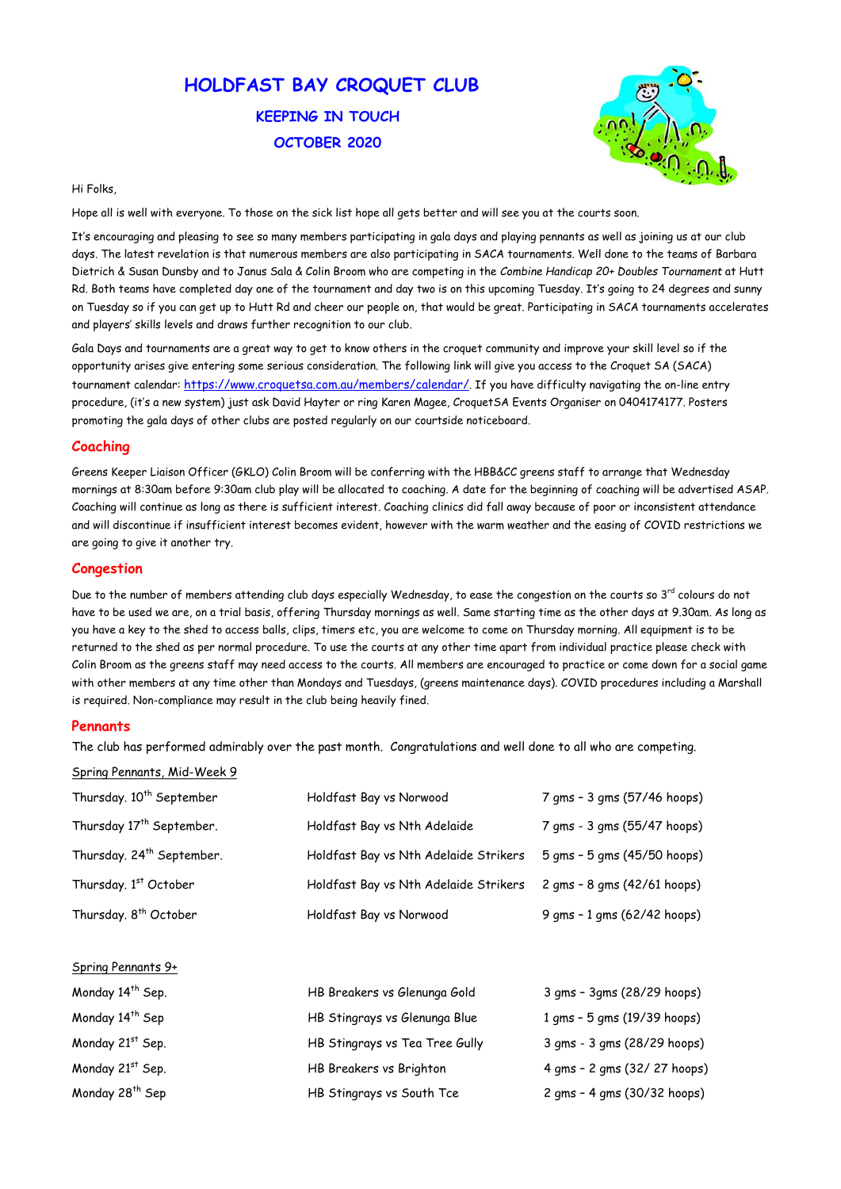# HOLDFAST BAY CROQUET CLUB

## KEEPING IN TOUCH

## OCTOBER 2020

Hi Folks,

Hope all is well with everyone. To those on the sick list hope all gets better and will see you at the courts soon.

It's encouraging and pleasing to see so many members participating in gala days and playing pennants as well as joining us at our club days. The latest revelation is that numerous members are also participating in SACA tournaments. Well done to the teams of Barbara Dietrich & Susan Dunsby and to Janus Sala & Colin Broom who are competing in the *Combine Handicap 20+ Doubles Tournament* at Hutt Rd. Both teams have completed day one of the tournament and day two is on this upcoming Tuesday. It's going to 24 degrees and sunny on Tuesday so if you can get up to Hutt Rd and cheer our people on, that would be great. Participating in SACA tournaments accelerates and players' skills levels and draws further recognition to our club.

Gala Days and tournaments are a great way to get to know others in the croquet community and improve your skill level so if the opportunity arises give entering some serious consideration. The following link will give you access to the Croquet SA (SACA) tournament calendar: https://www.croquetsa.com.au/members/calendar/. If you have difficulty navigating the on-line entry procedure, (it's a new system) just ask David Hayter or ring Karen Magee, CroquetSA Events Organiser on 0404174177. Posters promoting the gala days of other clubs are posted regularly on our courtside noticeboard.

### Coaching

Greens Keeper Liaison Officer (GKLO) Colin Broom will be conferring with the HBB&CC greens staff to arrange that Wednesday mornings at 8:30am before 9:30am club play will be allocated to coaching. A date for the beginning of coaching will be advertised ASAP. Coaching will continue as long as there is sufficient interest. Coaching clinics did fall away because of poor or inconsistent attendance and will discontinue if insufficient interest becomes evident, however with the warm weather and the easing of COVID restrictions we are going to give it another try.

### Congestion

Due to the number of members attending club days especially Wednesday, to ease the congestion on the courts so 3rd colours do not have to be used we are, on a trial basis, offering Thursday mornings as well. Same starting time as the other days at 9.30am. As long as you have a key to the shed to access balls, clips, timers etc, you are welcome to come on Thursday morning. All equipment is to be returned to the shed as per normal procedure. To use the courts at any other time apart from individual practice please check with Colin Broom as the greens staff may need access to the courts. All members are encouraged to practice or come down for a social game with other members at any time other than Mondays and Tuesdays, (greens maintenance days). COVID procedures including a Marshall is required. Non-compliance may result in the club being heavily fined.

### Pennants

The club has performed admirably over the past month. Congratulations and well done to all who are competing.

Spring Pennants, Mid-Week 9

| | | |
|---|---|---|
| Thursday. 10th September | Holdfast Bay vs Norwood | 7 gms – 3 gms (57/46 hoops) |
| Thursday 17th September. | Holdfast Bay vs Nth Adelaide | 7 gms - 3 gms (55/47 hoops) |
| Thursday. 24th September. | Holdfast Bay vs Nth Adelaide Strikers | 5 gms – 5 gms (45/50 hoops) |
| Thursday. 1st October | Holdfast Bay vs Nth Adelaide Strikers | 2 gms – 8 gms (42/61 hoops) |
| Thursday. 8th October | Holdfast Bay vs Norwood | 9 gms – 1 gms (62/42 hoops) |

Spring Pennants 9+

| | | |
|---|---|---|
| Monday 14th Sep. | HB Breakers vs Glenunga Gold | 3 gms – 3gms (28/29 hoops) |
| Monday 14th Sep | HB Stingrays vs Glenunga Blue | 1 gms – 5 gms (19/39 hoops) |
| Monday 21st Sep. | HB Stingrays vs Tea Tree Gully | 3 gms - 3 gms (28/29 hoops) |
| Monday 21st Sep. | HB Breakers vs Brighton | 4 gms – 2 gms (32/ 27 hoops) |
| Monday 28th Sep | HB Stingrays vs South Tce | 2 gms – 4 gms (30/32 hoops) |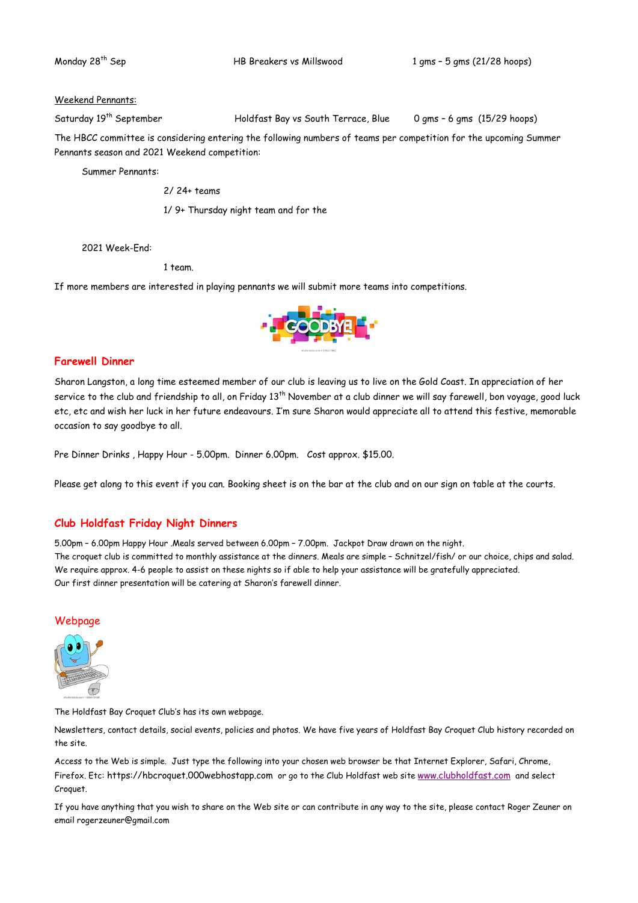Monday 28th Sep HB Breakers vs Millswood 1 gms – 5 gms (21/28 hoops)

Weekend Pennants:

Saturday 19th September Holdfast Bay vs South Terrace, Blue 0 gms – 6 gms (15/29 hoops)

The HBCC committee is considering entering the following numbers of teams per competition for the upcoming Summer Pennants season and 2021 Weekend competition:

Summer Pennants:

2/ 24+ teams

1/ 9+ Thursday night team and for the

2021 Week-End:

1 team.

If more members are interested in playing pennants we will submit more teams into competitions.

## Farewell Dinner

Sharon Langston, a long time esteemed member of our club is leaving us to live on the Gold Coast. In appreciation of her service to the club and friendship to all, on Friday 13th November at a club dinner we will say farewell, bon voyage, good luck etc, etc and wish her luck in her future endeavours. I'm sure Sharon would appreciate all to attend this festive, memorable occasion to say goodbye to all.

Pre Dinner Drinks , Happy Hour - 5.00pm. Dinner 6.00pm. Cost approx. $15.00.

Please get along to this event if you can. Booking sheet is on the bar at the club and on our sign on table at the courts.

## Club Holdfast Friday Night Dinners

5.00pm – 6.00pm Happy Hour .Meals served between 6.00pm – 7.00pm. Jackpot Draw drawn on the night.
The croquet club is committed to monthly assistance at the dinners. Meals are simple – Schnitzel/fish/ or our choice, chips and salad.
We require approx. 4-6 people to assist on these nights so if able to help your assistance will be gratefully appreciated.
Our first dinner presentation will be catering at Sharon's farewell dinner.

## Webpage

The Holdfast Bay Croquet Club's has its own webpage.

Newsletters, contact details, social events, policies and photos. We have five years of Holdfast Bay Croquet Club history recorded on the site.

Access to the Web is simple. Just type the following into your chosen web browser be that Internet Explorer, Safari, Chrome, Firefox. Etc: https://hbcroquet.000webhostapp.com or go to the Club Holdfast web site www.clubholdfast.com and select Croquet.

If you have anything that you wish to share on the Web site or can contribute in any way to the site, please contact Roger Zeuner on email rogerzeuner@gmail.com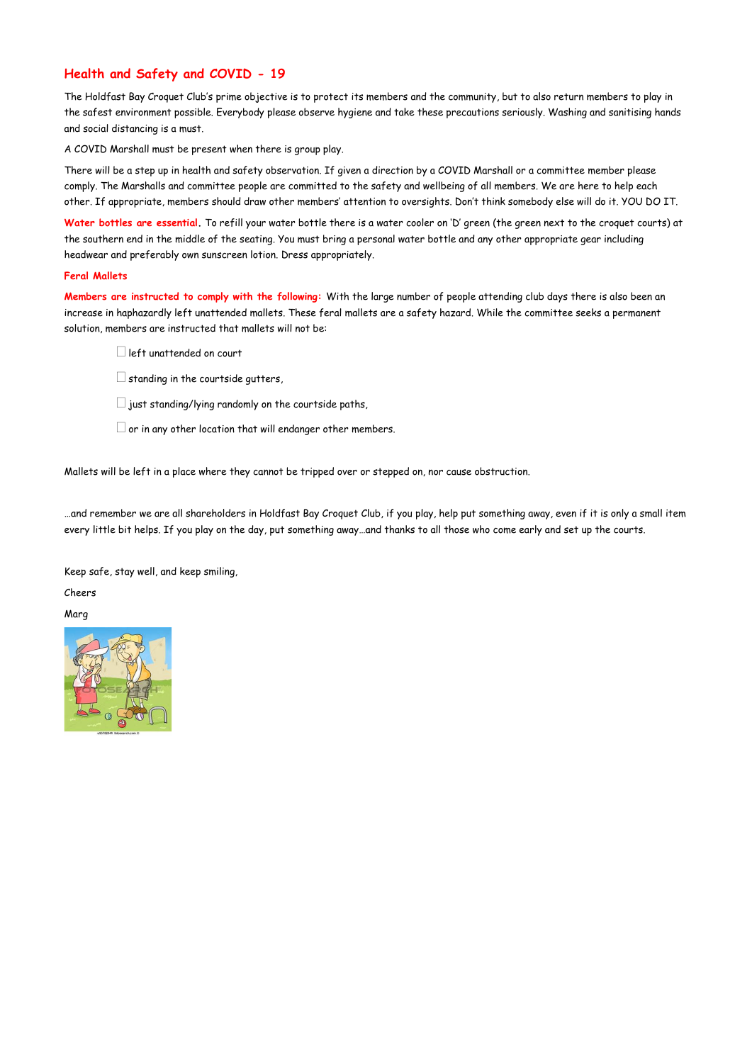## Health and Safety and COVID - 19

The Holdfast Bay Croquet Club's prime objective is to protect its members and the community, but to also return members to play in the safest environment possible. Everybody please observe hygiene and take these precautions seriously. Washing and sanitising hands and social distancing is a must.

A COVID Marshall must be present when there is group play.

There will be a step up in health and safety observation. If given a direction by a COVID Marshall or a committee member please comply. The Marshalls and committee people are committed to the safety and wellbeing of all members. We are here to help each other. If appropriate, members should draw other members' attention to oversights. Don't think somebody else will do it. YOU DO IT.

**Water bottles are essential.** To refill your water bottle there is a water cooler on 'D' green (the green next to the croquet courts) at the southern end in the middle of the seating. You must bring a personal water bottle and any other appropriate gear including headwear and preferably own sunscreen lotion. Dress appropriately.

**Feral Mallets**

**Members are instructed to comply with the following:** With the large number of people attending club days there is also been an increase in haphazardly left unattended mallets. These feral mallets are a safety hazard. While the committee seeks a permanent solution, members are instructed that mallets will not be:

- left unattended on court
- standing in the courtside gutters,
- just standing/lying randomly on the courtside paths,
- or in any other location that will endanger other members.

Mallets will be left in a place where they cannot be tripped over or stepped on, nor cause obstruction.

…and remember we are all shareholders in Holdfast Bay Croquet Club, if you play, help put something away, even if it is only a small item every little bit helps. If you play on the day, put something away…and thanks to all those who come early and set up the courts.

Keep safe, stay well, and keep smiling,

Cheers

Marg